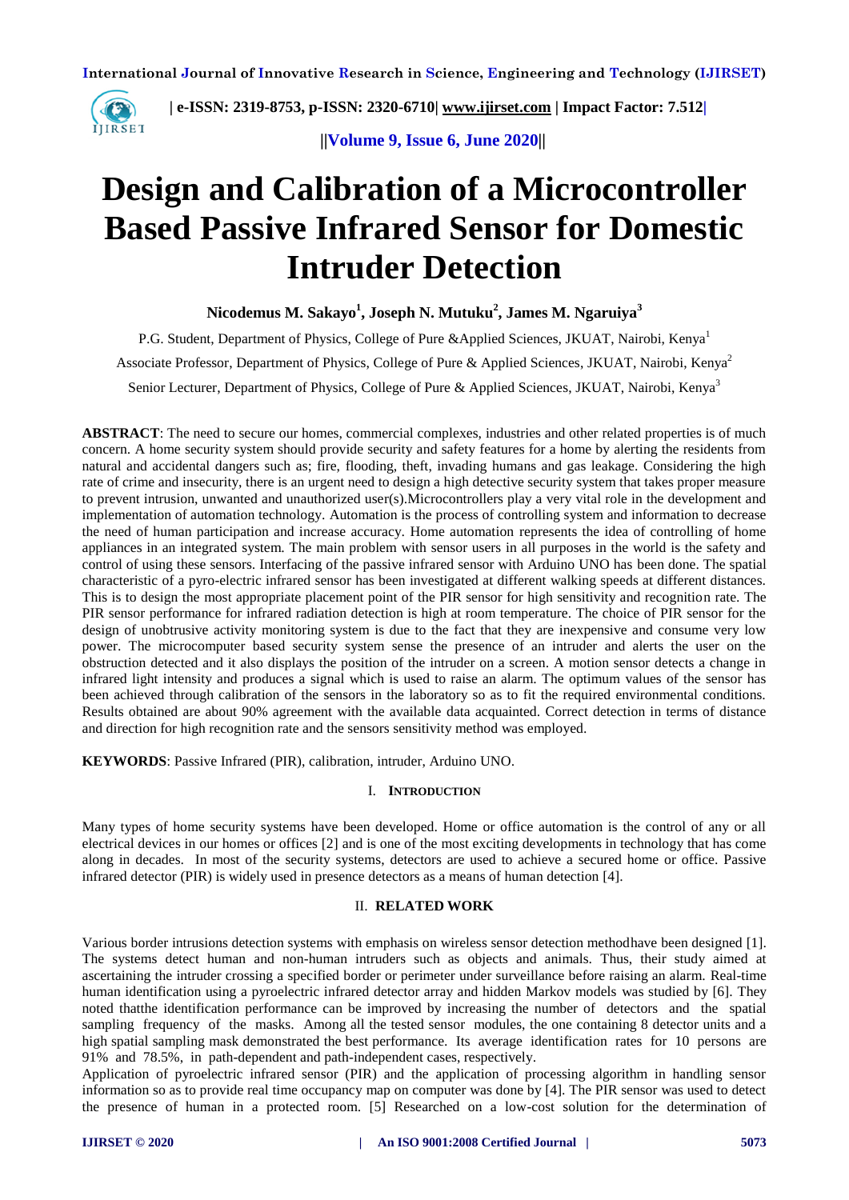# Design and Calibration of a Microcontroller Based Passive Infrared Sensor for Domestic Intruder Detection

**Nicodemus M. Sakayo[1], Joseph N. Mutuku[2], James M. Ngaruiya[3]**

P.G. Student, Department of Physics, College of Pure &Applied Sciences, JKUAT, Nairobi, Kenya[1]

Associate Professor, Department of Physics, College of Pure & Applied Sciences, JKUAT, Nairobi, Kenya[2]

Senior Lecturer, Department of Physics, College of Pure & Applied Sciences, JKUAT, Nairobi, Kenya[3]

**ABSTRACT**: The need to secure our homes, commercial complexes, industries and other related properties is of much concern. A home security system should provide security and safety features for a home by alerting the residents from natural and accidental dangers such as; fire, flooding, theft, invading humans and gas leakage. Considering the high rate of crime and insecurity, there is an urgent need to design a high detective security system that takes proper measure to prevent intrusion, unwanted and unauthorized user(s).Microcontrollers play a very vital role in the development and implementation of automation technology. Automation is the process of controlling system and information to decrease the need of human participation and increase accuracy. Home automation represents the idea of controlling of home appliances in an integrated system. The main problem with sensor users in all purposes in the world is the safety and control of using these sensors. Interfacing of the passive infrared sensor with Arduino UNO has been done. The spatial characteristic of a pyro-electric infrared sensor has been investigated at different walking speeds at different distances. This is to design the most appropriate placement point of the PIR sensor for high sensitivity and recognition rate. The PIR sensor performance for infrared radiation detection is high at room temperature. The choice of PIR sensor for the design of unobtrusive activity monitoring system is due to the fact that they are inexpensive and consume very low power. The microcomputer based security system sense the presence of an intruder and alerts the user on the obstruction detected and it also displays the position of the intruder on a screen. A motion sensor detects a change in infrared light intensity and produces a signal which is used to raise an alarm. The optimum values of the sensor has been achieved through calibration of the sensors in the laboratory so as to fit the required environmental conditions. Results obtained are about 90% agreement with the available data acquainted. Correct detection in terms of distance and direction for high recognition rate and the sensors sensitivity method was employed.

**KEYWORDS**: Passive Infrared (PIR), calibration, intruder, Arduino UNO.

## I. INTRODUCTION

Many types of home security systems have been developed. Home or office automation is the control of any or all electrical devices in our homes or offices [2] and is one of the most exciting developments in technology that has come along in decades. In most of the security systems, detectors are used to achieve a secured home or office. Passive infrared detector (PIR) is widely used in presence detectors as a means of human detection [4].

## II. RELATED WORK

Various border intrusions detection systems with emphasis on wireless sensor detection methodhave been designed [1]. The systems detect human and non-human intruders such as objects and animals. Thus, their study aimed at ascertaining the intruder crossing a specified border or perimeter under surveillance before raising an alarm. Real-time human identification using a pyroelectric infrared detector array and hidden Markov models was studied by [6]. They noted thatthe identification performance can be improved by increasing the number of detectors and the spatial sampling frequency of the masks. Among all the tested sensor modules, the one containing 8 detector units and a high spatial sampling mask demonstrated the best performance. Its average identification rates for 10 persons are 91% and 78.5%, in path-dependent and path-independent cases, respectively.

Application of pyroelectric infrared sensor (PIR) and the application of processing algorithm in handling sensor information so as to provide real time occupancy map on computer was done by [4]. The PIR sensor was used to detect the presence of human in a protected room. [5] Researched on a low-cost solution for the determination of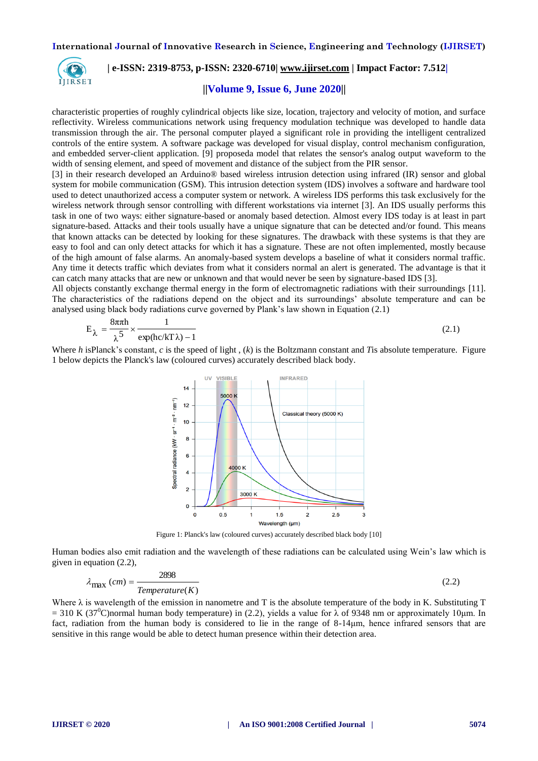characteristic properties of roughly cylindrical objects like size, location, trajectory and velocity of motion, and surface reflectivity. Wireless communications network using frequency modulation technique was developed to handle data transmission through the air. The personal computer played a significant role in providing the intelligent centralized controls of the entire system. A software package was developed for visual display, control mechanism configuration, and embedded server-client application. [9] proposeda model that relates the sensor's analog output waveform to the width of sensing element, and speed of movement and distance of the subject from the PIR sensor.

[3] in their research developed an Arduino® based wireless intrusion detection using infrared (IR) sensor and global system for mobile communication (GSM). This intrusion detection system (IDS) involves a software and hardware tool used to detect unauthorized access a computer system or network. A wireless IDS performs this task exclusively for the wireless network through sensor controlling with different workstations via internet [3]. An IDS usually performs this task in one of two ways: either signature-based or anomaly based detection. Almost every IDS today is at least in part signature-based. Attacks and their tools usually have a unique signature that can be detected and/or found. This means that known attacks can be detected by looking for these signatures. The drawback with these systems is that they are easy to fool and can only detect attacks for which it has a signature. These are not often implemented, mostly because of the high amount of false alarms. An anomaly-based system develops a baseline of what it considers normal traffic. Any time it detects traffic which deviates from what it considers normal an alert is generated. The advantage is that it can catch many attacks that are new or unknown and that would never be seen by signature-based IDS [3].

All objects constantly exchange thermal energy in the form of electromagnetic radiations with their surroundings [11]. The characteristics of the radiations depend on the object and its surroundings' absolute temperature and can be analysed using black body radiations curve governed by Plank's law shown in Equation (2.1)

$$E_{\lambda} = \frac{8\pi\pi h}{\lambda^{5}} \times \frac{1}{\exp(hc/kT\lambda) - 1} \tag{2.1}$$

Where *h* isPlanck's constant, *c* is the speed of light , (*k*) is the Boltzmann constant and *T*is absolute temperature. Figure 1 below depicts the Planck's law (coloured curves) accurately described black body.

Figure 1: Planck's law (coloured curves) accurately described black body [10]

Human bodies also emit radiation and the wavelength of these radiations can be calculated using Wein's law which is given in equation (2.2),

$$\lambda_{\max}\,(cm) = \frac{2898}{Temperature(K)} \tag{2.2}$$

Where λ is wavelength of the emission in nanometre and T is the absolute temperature of the body in K. Substituting T = 310 K (37$^{0}$C)normal human body temperature) in (2.2), yields a value for λ of 9348 nm or approximately 10µm. In fact, radiation from the human body is considered to lie in the range of 8-14µm, hence infrared sensors that are sensitive in this range would be able to detect human presence within their detection area.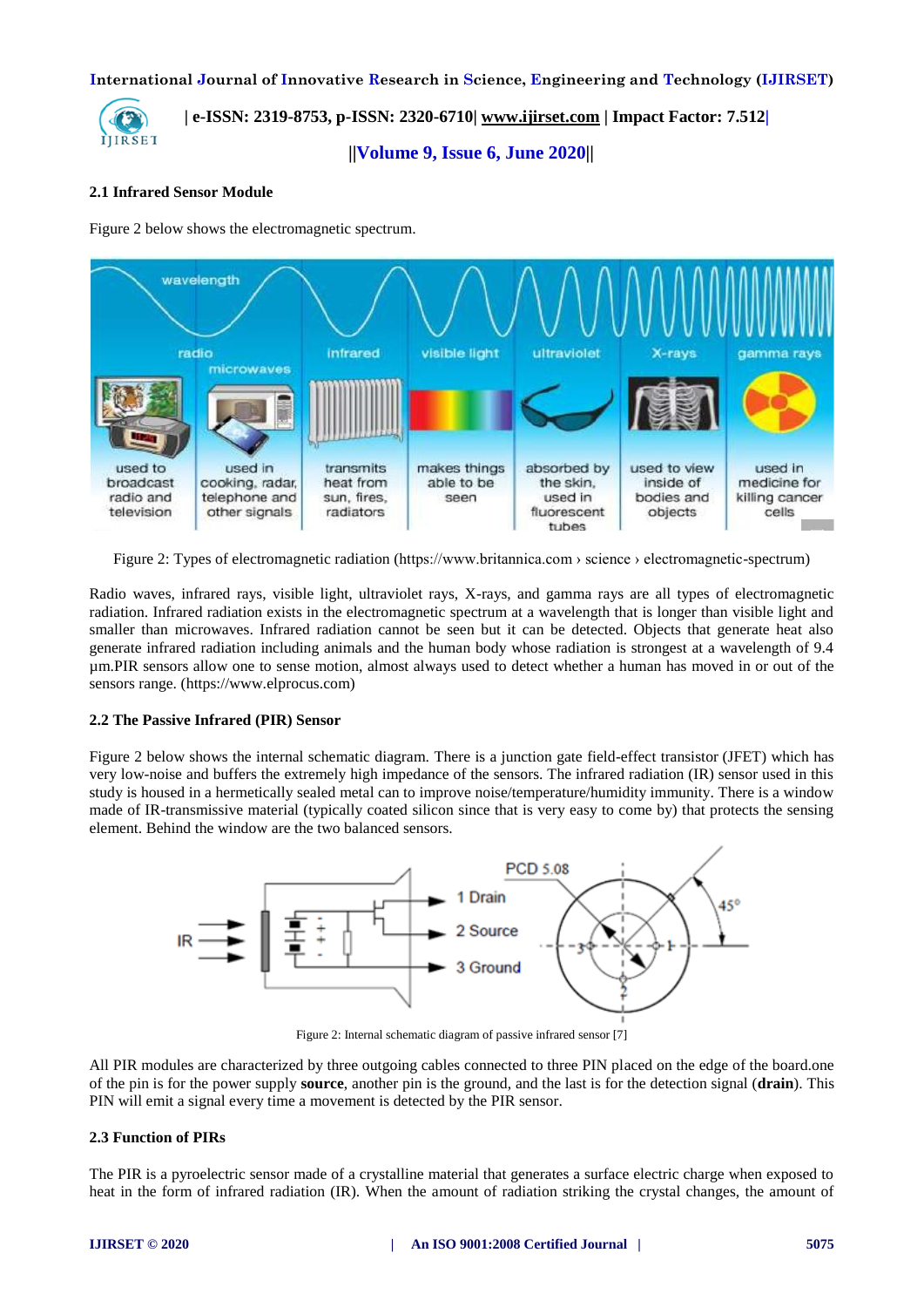### 2.1 Infrared Sensor Module

Figure 2 below shows the electromagnetic spectrum.

Figure 2: Types of electromagnetic radiation (https://www.britannica.com › science › electromagnetic-spectrum)

Radio waves, infrared rays, visible light, ultraviolet rays, X-rays, and gamma rays are all types of electromagnetic radiation. Infrared radiation exists in the electromagnetic spectrum at a wavelength that is longer than visible light and smaller than microwaves. Infrared radiation cannot be seen but it can be detected. Objects that generate heat also generate infrared radiation including animals and the human body whose radiation is strongest at a wavelength of 9.4 µm.PIR sensors allow one to sense motion, almost always used to detect whether a human has moved in or out of the sensors range. (https://www.elprocus.com)

### 2.2 The Passive Infrared (PIR) Sensor

Figure 2 below shows the internal schematic diagram. There is a junction gate field-effect transistor (JFET) which has very low-noise and buffers the extremely high impedance of the sensors. The infrared radiation (IR) sensor used in this study is housed in a hermetically sealed metal can to improve noise/temperature/humidity immunity. There is a window made of IR-transmissive material (typically coated silicon since that is very easy to come by) that protects the sensing element. Behind the window are the two balanced sensors.

Figure 2: Internal schematic diagram of passive infrared sensor [7]

All PIR modules are characterized by three outgoing cables connected to three PIN placed on the edge of the board.one of the pin is for the power supply **source**, another pin is the ground, and the last is for the detection signal (**drain**). This PIN will emit a signal every time a movement is detected by the PIR sensor.

### 2.3 Function of PIRs

The PIR is a pyroelectric sensor made of a crystalline material that generates a surface electric charge when exposed to heat in the form of infrared radiation (IR). When the amount of radiation striking the crystal changes, the amount of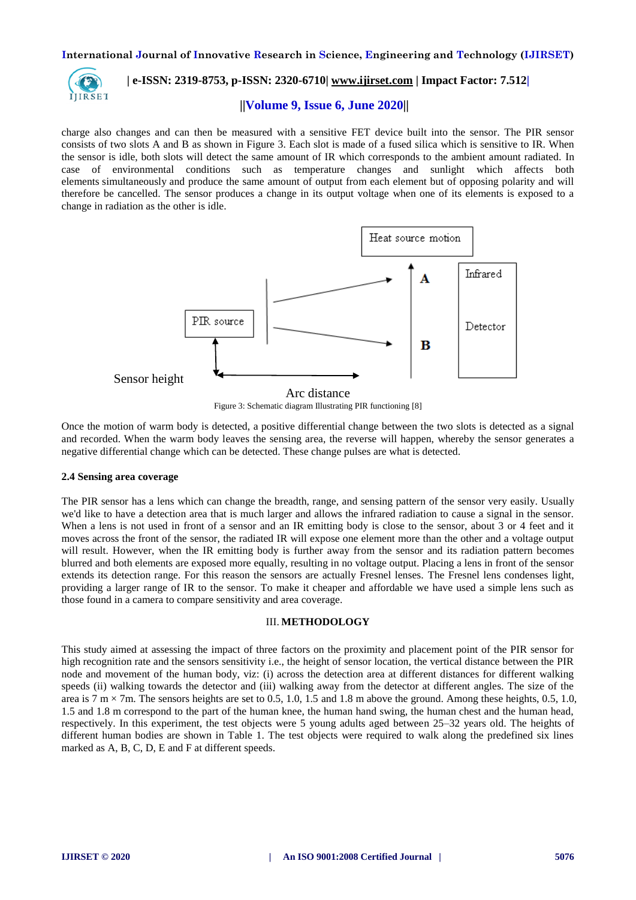charge also changes and can then be measured with a sensitive FET device built into the sensor. The PIR sensor consists of two slots A and B as shown in Figure 3. Each slot is made of a fused silica which is sensitive to IR. When the sensor is idle, both slots will detect the same amount of IR which corresponds to the ambient amount radiated. In case of environmental conditions such as temperature changes and sunlight which affects both elements simultaneously and produce the same amount of output from each element but of opposing polarity and will therefore be cancelled. The sensor produces a change in its output voltage when one of its elements is exposed to a change in radiation as the other is idle.

Figure 3: Schematic diagram Illustrating PIR functioning [8]

Once the motion of warm body is detected, a positive differential change between the two slots is detected as a signal and recorded. When the warm body leaves the sensing area, the reverse will happen, whereby the sensor generates a negative differential change which can be detected. These change pulses are what is detected.

### 2.4 Sensing area coverage

The PIR sensor has a lens which can change the breadth, range, and sensing pattern of the sensor very easily. Usually we'd like to have a detection area that is much larger and allows the infrared radiation to cause a signal in the sensor. When a lens is not used in front of a sensor and an IR emitting body is close to the sensor, about 3 or 4 feet and it moves across the front of the sensor, the radiated IR will expose one element more than the other and a voltage output will result. However, when the IR emitting body is further away from the sensor and its radiation pattern becomes blurred and both elements are exposed more equally, resulting in no voltage output. Placing a lens in front of the sensor extends its detection range. For this reason the sensors are actually Fresnel lenses. The Fresnel lens condenses light, providing a larger range of IR to the sensor. To make it cheaper and affordable we have used a simple lens such as those found in a camera to compare sensitivity and area coverage.

## III. METHODOLOGY

This study aimed at assessing the impact of three factors on the proximity and placement point of the PIR sensor for high recognition rate and the sensors sensitivity i.e., the height of sensor location, the vertical distance between the PIR node and movement of the human body, viz: (i) across the detection area at different distances for different walking speeds (ii) walking towards the detector and (iii) walking away from the detector at different angles. The size of the area is 7 m × 7m. The sensors heights are set to 0.5, 1.0, 1.5 and 1.8 m above the ground. Among these heights, 0.5, 1.0, 1.5 and 1.8 m correspond to the part of the human knee, the human hand swing, the human chest and the human head, respectively. In this experiment, the test objects were 5 young adults aged between 25–32 years old. The heights of different human bodies are shown in Table 1. The test objects were required to walk along the predefined six lines marked as A, B, C, D, E and F at different speeds.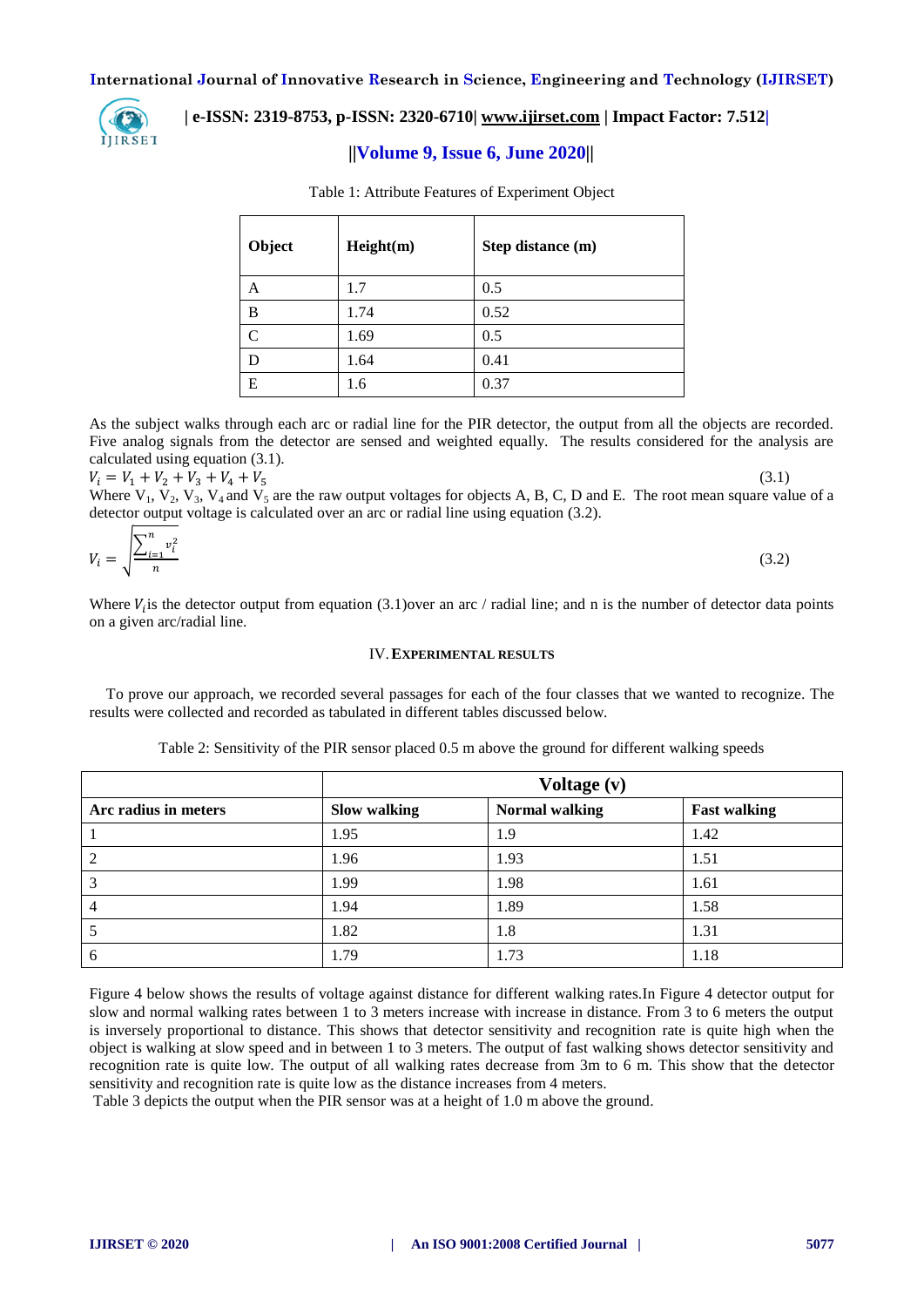Table 1: Attribute Features of Experiment Object

| Object | Height(m) | Step distance (m) |
|---|---|---|
| A | 1.7 | 0.5 |
| B | 1.74 | 0.52 |
| C | 1.69 | 0.5 |
| D | 1.64 | 0.41 |
| E | 1.6 | 0.37 |

As the subject walks through each arc or radial line for the PIR detector, the output from all the objects are recorded. Five analog signals from the detector are sensed and weighted equally. The results considered for the analysis are calculated using equation (3.1).

$$V_i = V_1 + V_2 + V_3 + V_4 + V_5 \tag{3.1}$$

Where $V_1$, $V_2$, $V_3$, $V_4$ and $V_5$ are the raw output voltages for objects A, B, C, D and E. The root mean square value of a detector output voltage is calculated over an arc or radial line using equation (3.2).

$$V_i = \sqrt{\frac{\sum_{i=1}^{n} v_i^2}{n}} \tag{3.2}$$

Where $V_i$is the detector output from equation (3.1)over an arc / radial line; and n is the number of detector data points on a given arc/radial line.

## IV. EXPERIMENTAL RESULTS

To prove our approach, we recorded several passages for each of the four classes that we wanted to recognize. The results were collected and recorded as tabulated in different tables discussed below.

Table 2: Sensitivity of the PIR sensor placed 0.5 m above the ground for different walking speeds

| | Voltage (v) | | |
|---|---|---|---|
| **Arc radius in meters** | **Slow walking** | **Normal walking** | **Fast walking** |
| 1 | 1.95 | 1.9 | 1.42 |
| 2 | 1.96 | 1.93 | 1.51 |
| 3 | 1.99 | 1.98 | 1.61 |
| 4 | 1.94 | 1.89 | 1.58 |
| 5 | 1.82 | 1.8 | 1.31 |
| 6 | 1.79 | 1.73 | 1.18 |

Figure 4 below shows the results of voltage against distance for different walking rates.In Figure 4 detector output for slow and normal walking rates between 1 to 3 meters increase with increase in distance. From 3 to 6 meters the output is inversely proportional to distance. This shows that detector sensitivity and recognition rate is quite high when the object is walking at slow speed and in between 1 to 3 meters. The output of fast walking shows detector sensitivity and recognition rate is quite low. The output of all walking rates decrease from 3m to 6 m. This show that the detector sensitivity and recognition rate is quite low as the distance increases from 4 meters.

Table 3 depicts the output when the PIR sensor was at a height of 1.0 m above the ground.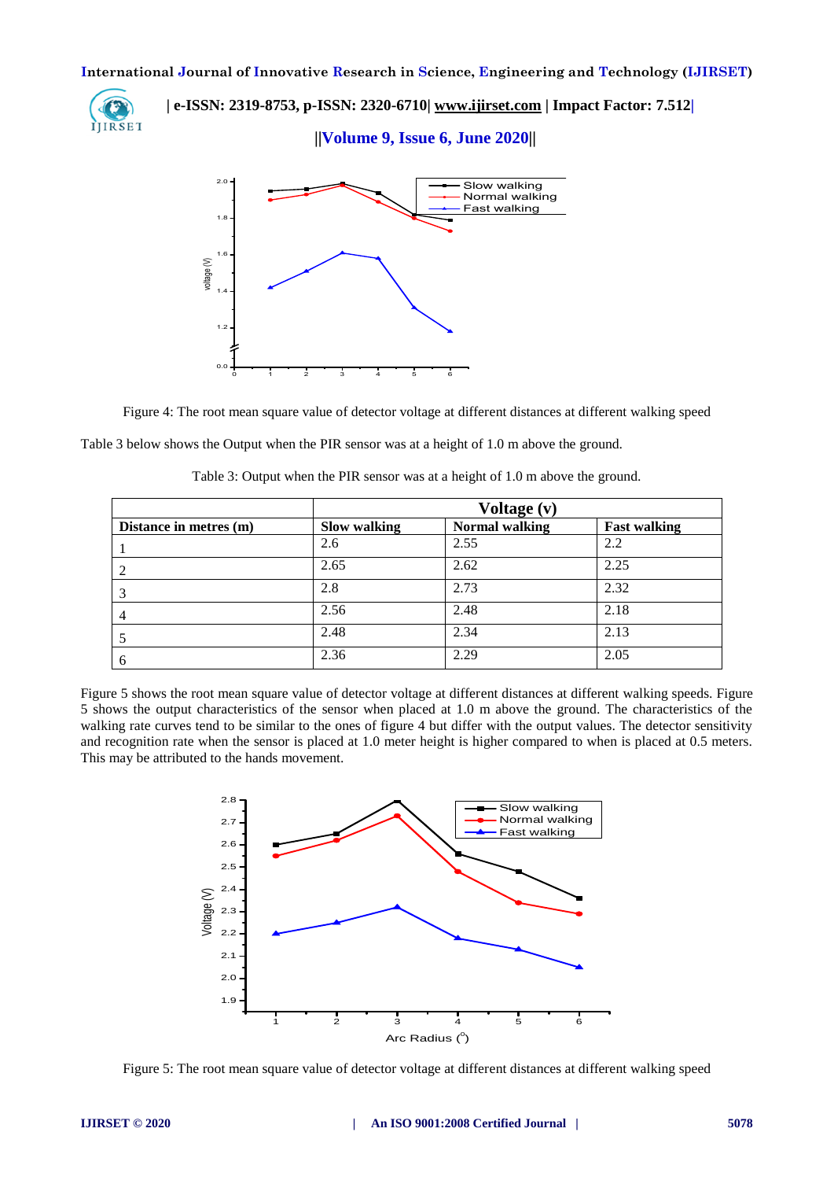Figure 4: The root mean square value of detector voltage at different distances at different walking speed

Table 3 below shows the Output when the PIR sensor was at a height of 1.0 m above the ground.

Table 3: Output when the PIR sensor was at a height of 1.0 m above the ground.

| | Voltage (v) | | |
|---|---|---|---|
| **Distance in metres (m)** | **Slow walking** | **Normal walking** | **Fast walking** |
| 1 | 2.6 | 2.55 | 2.2 |
| 2 | 2.65 | 2.62 | 2.25 |
| 3 | 2.8 | 2.73 | 2.32 |
| 4 | 2.56 | 2.48 | 2.18 |
| 5 | 2.48 | 2.34 | 2.13 |
| 6 | 2.36 | 2.29 | 2.05 |

Figure 5 shows the root mean square value of detector voltage at different distances at different walking speeds. Figure 5 shows the output characteristics of the sensor when placed at 1.0 m above the ground. The characteristics of the walking rate curves tend to be similar to the ones of figure 4 but differ with the output values. The detector sensitivity and recognition rate when the sensor is placed at 1.0 meter height is higher compared to when is placed at 0.5 meters. This may be attributed to the hands movement.

Figure 5: The root mean square value of detector voltage at different distances at different walking speed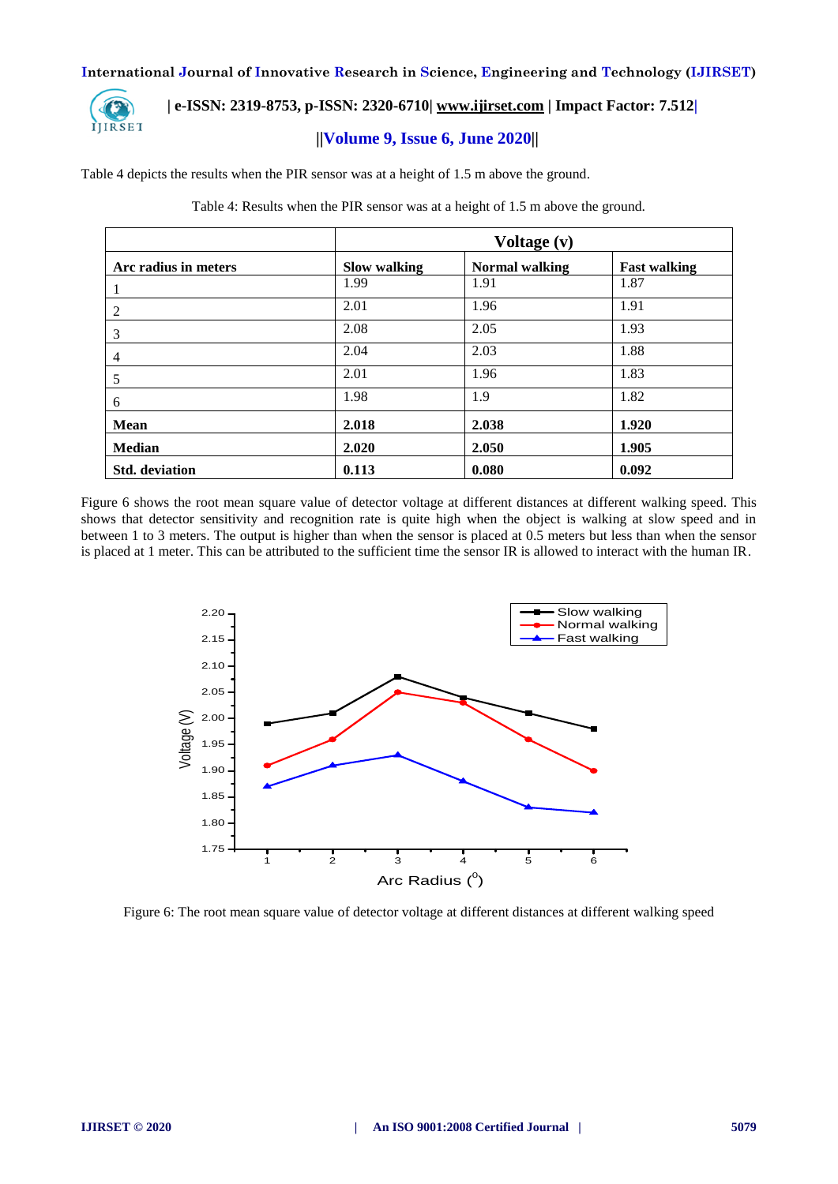Table 4 depicts the results when the PIR sensor was at a height of 1.5 m above the ground.

Table 4: Results when the PIR sensor was at a height of 1.5 m above the ground.

| | **Voltage (v)** | | |
|---|---|---|---|
| **Arc radius in meters** | **Slow walking** | **Normal walking** | **Fast walking** |
| 1 | 1.99 | 1.91 | 1.87 |
| 2 | 2.01 | 1.96 | 1.91 |
| 3 | 2.08 | 2.05 | 1.93 |
| 4 | 2.04 | 2.03 | 1.88 |
| 5 | 2.01 | 1.96 | 1.83 |
| 6 | 1.98 | 1.9 | 1.82 |
| **Mean** | **2.018** | **2.038** | **1.920** |
| **Median** | **2.020** | **2.050** | **1.905** |
| **Std. deviation** | **0.113** | **0.080** | **0.092** |

Figure 6 shows the root mean square value of detector voltage at different distances at different walking speed. This shows that detector sensitivity and recognition rate is quite high when the object is walking at slow speed and in between 1 to 3 meters. The output is higher than when the sensor is placed at 0.5 meters but less than when the sensor is placed at 1 meter. This can be attributed to the sufficient time the sensor IR is allowed to interact with the human IR.

Figure 6: The root mean square value of detector voltage at different distances at different walking speed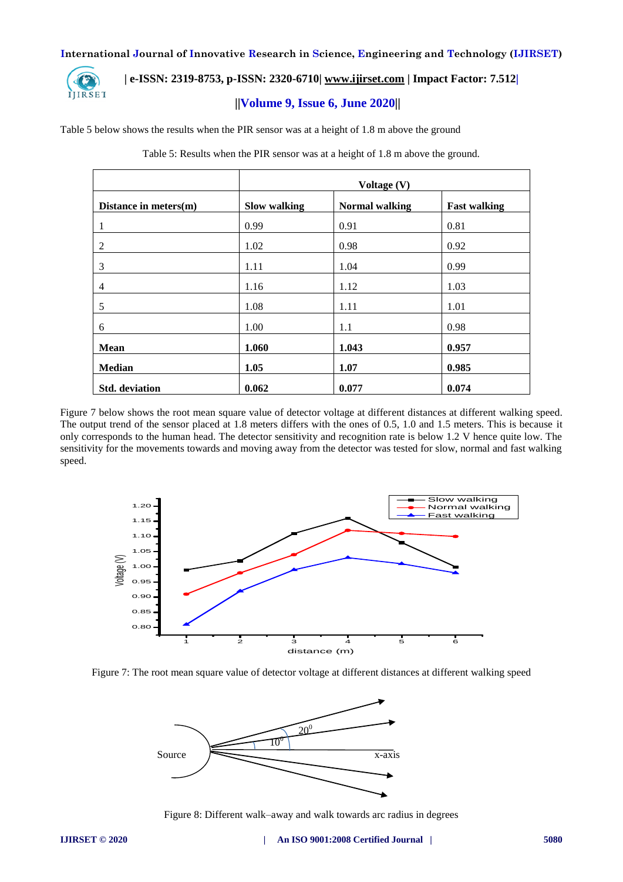Table 5 below shows the results when the PIR sensor was at a height of 1.8 m above the ground

Table 5: Results when the PIR sensor was at a height of 1.8 m above the ground.

| | Voltage (V) | | |
|---|---|---|---|
| **Distance in meters(m)** | **Slow walking** | **Normal walking** | **Fast walking** |
| 1 | 0.99 | 0.91 | 0.81 |
| 2 | 1.02 | 0.98 | 0.92 |
| 3 | 1.11 | 1.04 | 0.99 |
| 4 | 1.16 | 1.12 | 1.03 |
| 5 | 1.08 | 1.11 | 1.01 |
| 6 | 1.00 | 1.1 | 0.98 |
| **Mean** | **1.060** | **1.043** | **0.957** |
| **Median** | **1.05** | **1.07** | **0.985** |
| **Std. deviation** | **0.062** | **0.077** | **0.074** |

Figure 7 below shows the root mean square value of detector voltage at different distances at different walking speed. The output trend of the sensor placed at 1.8 meters differs with the ones of 0.5, 1.0 and 1.5 meters. This is because it only corresponds to the human head. The detector sensitivity and recognition rate is below 1.2 V hence quite low. The sensitivity for the movements towards and moving away from the detector was tested for slow, normal and fast walking speed.

Figure 7: The root mean square value of detector voltage at different distances at different walking speed

Figure 8: Different walk–away and walk towards arc radius in degrees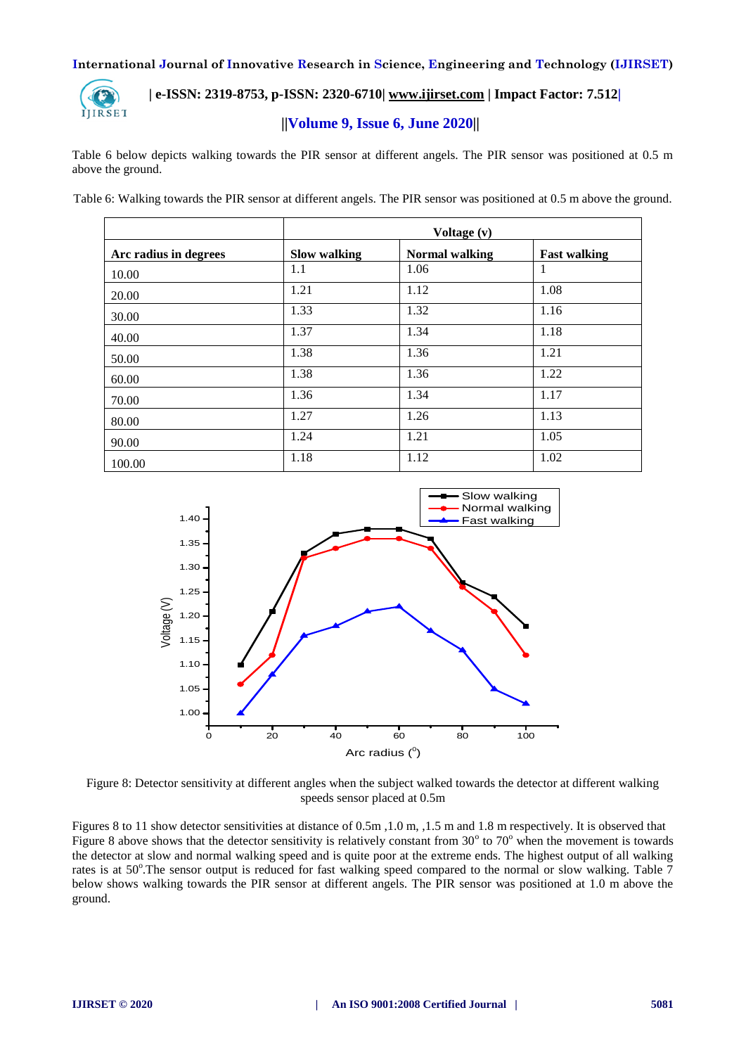Table 6 below depicts walking towards the PIR sensor at different angels. The PIR sensor was positioned at 0.5 m above the ground.

Table 6: Walking towards the PIR sensor at different angels. The PIR sensor was positioned at 0.5 m above the ground.

| | Voltage (v) | | |
|---|---|---|---|
| **Arc radius in degrees** | **Slow walking** | **Normal walking** | **Fast walking** |
| 10.00 | 1.1 | 1.06 | 1 |
| 20.00 | 1.21 | 1.12 | 1.08 |
| 30.00 | 1.33 | 1.32 | 1.16 |
| 40.00 | 1.37 | 1.34 | 1.18 |
| 50.00 | 1.38 | 1.36 | 1.21 |
| 60.00 | 1.38 | 1.36 | 1.22 |
| 70.00 | 1.36 | 1.34 | 1.17 |
| 80.00 | 1.27 | 1.26 | 1.13 |
| 90.00 | 1.24 | 1.21 | 1.05 |
| 100.00 | 1.18 | 1.12 | 1.02 |

Figure 8: Detector sensitivity at different angles when the subject walked towards the detector at different walking speeds sensor placed at 0.5m

Figures 8 to 11 show detector sensitivities at distance of 0.5m ,1.0 m, ,1.5 m and 1.8 m respectively. It is observed that Figure 8 above shows that the detector sensitivity is relatively constant from $30^{o}$ to $70^{o}$ when the movement is towards the detector at slow and normal walking speed and is quite poor at the extreme ends. The highest output of all walking rates is at $50^{o}$.The sensor output is reduced for fast walking speed compared to the normal or slow walking. Table 7 below shows walking towards the PIR sensor at different angels. The PIR sensor was positioned at 1.0 m above the ground.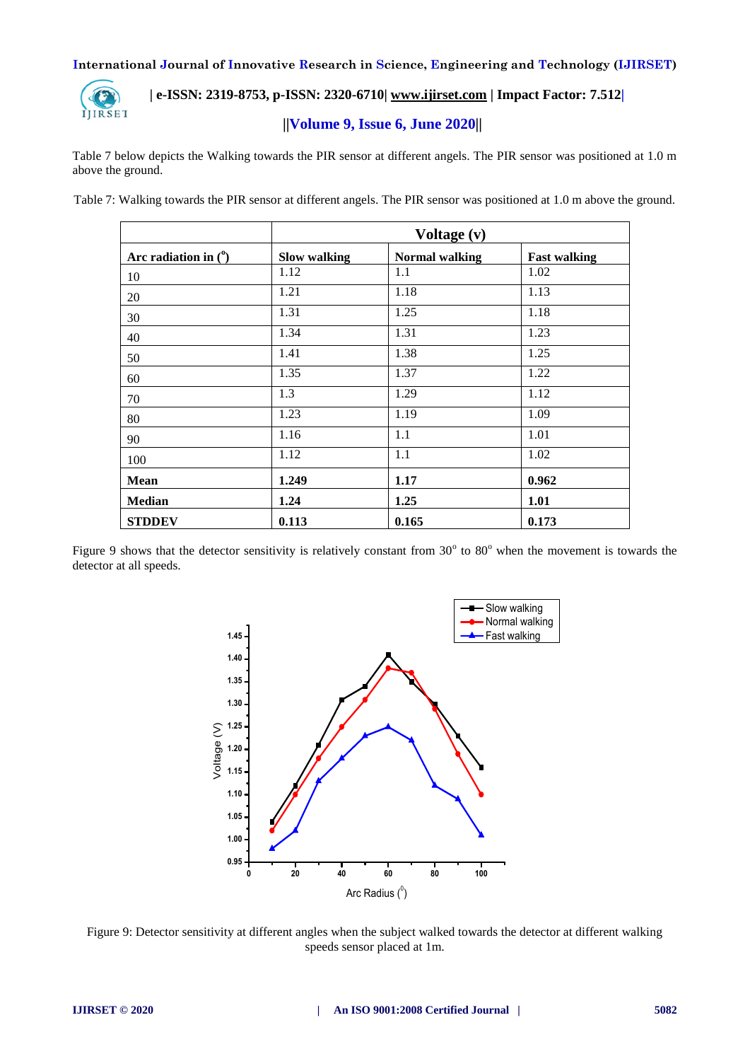Table 7 below depicts the Walking towards the PIR sensor at different angels. The PIR sensor was positioned at 1.0 m above the ground.

Table 7: Walking towards the PIR sensor at different angels. The PIR sensor was positioned at 1.0 m above the ground.

| | Voltage (v) | | |
|---|---|---|---|
| **Arc radiation in (°)** | **Slow walking** | **Normal walking** | **Fast walking** |
| 10 | 1.12 | 1.1 | 1.02 |
| 20 | 1.21 | 1.18 | 1.13 |
| 30 | 1.31 | 1.25 | 1.18 |
| 40 | 1.34 | 1.31 | 1.23 |
| 50 | 1.41 | 1.38 | 1.25 |
| 60 | 1.35 | 1.37 | 1.22 |
| 70 | 1.3 | 1.29 | 1.12 |
| 80 | 1.23 | 1.19 | 1.09 |
| 90 | 1.16 | 1.1 | 1.01 |
| 100 | 1.12 | 1.1 | 1.02 |
| **Mean** | **1.249** | **1.17** | **0.962** |
| **Median** | **1.24** | **1.25** | **1.01** |
| **STDDEV** | **0.113** | **0.165** | **0.173** |

Figure 9 shows that the detector sensitivity is relatively constant from 30° to 80° when the movement is towards the detector at all speeds.

Figure 9: Detector sensitivity at different angles when the subject walked towards the detector at different walking speeds sensor placed at 1m.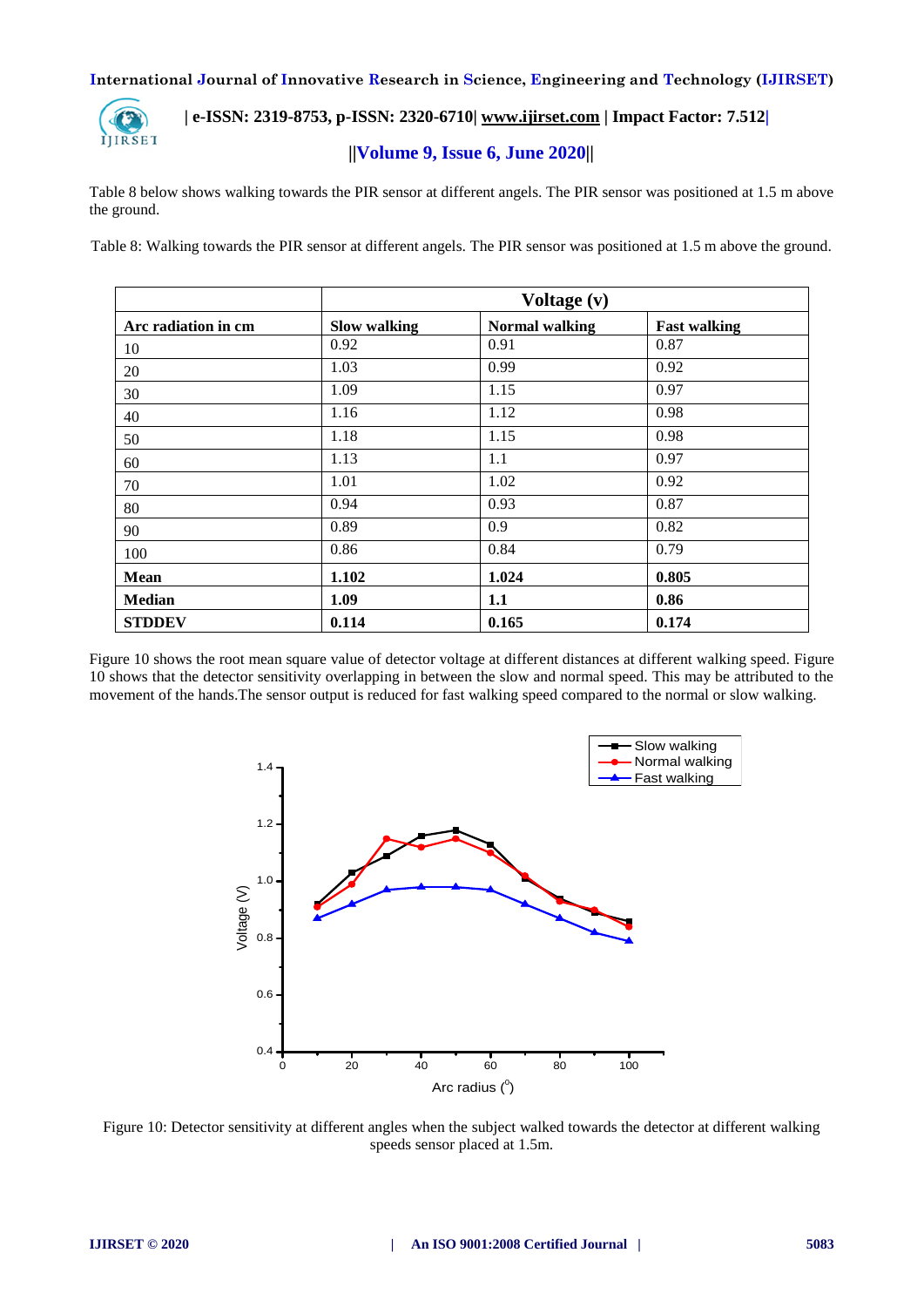Table 8 below shows walking towards the PIR sensor at different angels. The PIR sensor was positioned at 1.5 m above the ground.

Table 8: Walking towards the PIR sensor at different angels. The PIR sensor was positioned at 1.5 m above the ground.

| | **Voltage (v)** | | |
|---|---|---|---|
| **Arc radiation in cm** | **Slow walking** | **Normal walking** | **Fast walking** |
| 10 | 0.92 | 0.91 | 0.87 |
| 20 | 1.03 | 0.99 | 0.92 |
| 30 | 1.09 | 1.15 | 0.97 |
| 40 | 1.16 | 1.12 | 0.98 |
| 50 | 1.18 | 1.15 | 0.98 |
| 60 | 1.13 | 1.1 | 0.97 |
| 70 | 1.01 | 1.02 | 0.92 |
| 80 | 0.94 | 0.93 | 0.87 |
| 90 | 0.89 | 0.9 | 0.82 |
| 100 | 0.86 | 0.84 | 0.79 |
| **Mean** | **1.102** | **1.024** | **0.805** |
| **Median** | **1.09** | **1.1** | **0.86** |
| **STDDEV** | **0.114** | **0.165** | **0.174** |

Figure 10 shows the root mean square value of detector voltage at different distances at different walking speed. Figure 10 shows that the detector sensitivity overlapping in between the slow and normal speed. This may be attributed to the movement of the hands.The sensor output is reduced for fast walking speed compared to the normal or slow walking.

Figure 10: Detector sensitivity at different angles when the subject walked towards the detector at different walking speeds sensor placed at 1.5m.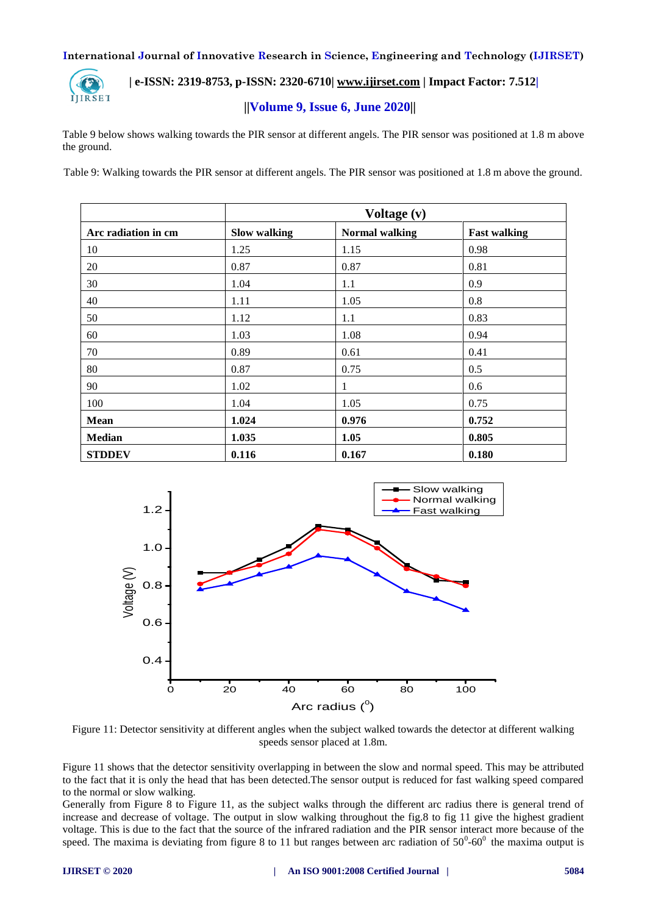Table 9 below shows walking towards the PIR sensor at different angels. The PIR sensor was positioned at 1.8 m above the ground.

Table 9: Walking towards the PIR sensor at different angels. The PIR sensor was positioned at 1.8 m above the ground.

| | Voltage (v) | | |
|---|---|---|---|
| **Arc radiation in cm** | **Slow walking** | **Normal walking** | **Fast walking** |
| 10 | 1.25 | 1.15 | 0.98 |
| 20 | 0.87 | 0.87 | 0.81 |
| 30 | 1.04 | 1.1 | 0.9 |
| 40 | 1.11 | 1.05 | 0.8 |
| 50 | 1.12 | 1.1 | 0.83 |
| 60 | 1.03 | 1.08 | 0.94 |
| 70 | 0.89 | 0.61 | 0.41 |
| 80 | 0.87 | 0.75 | 0.5 |
| 90 | 1.02 | 1 | 0.6 |
| 100 | 1.04 | 1.05 | 0.75 |
| **Mean** | **1.024** | **0.976** | **0.752** |
| **Median** | **1.035** | **1.05** | **0.805** |
| **STDDEV** | **0.116** | **0.167** | **0.180** |

Figure 11: Detector sensitivity at different angles when the subject walked towards the detector at different walking speeds sensor placed at 1.8m.

Figure 11 shows that the detector sensitivity overlapping in between the slow and normal speed. This may be attributed to the fact that it is only the head that has been detected.The sensor output is reduced for fast walking speed compared to the normal or slow walking.

Generally from Figure 8 to Figure 11, as the subject walks through the different arc radius there is general trend of increase and decrease of voltage. The output in slow walking throughout the fig.8 to fig 11 give the highest gradient voltage. This is due to the fact that the source of the infrared radiation and the PIR sensor interact more because of the speed. The maxima is deviating from figure 8 to 11 but ranges between arc radiation of $50^0$-$60^0$ the maxima output is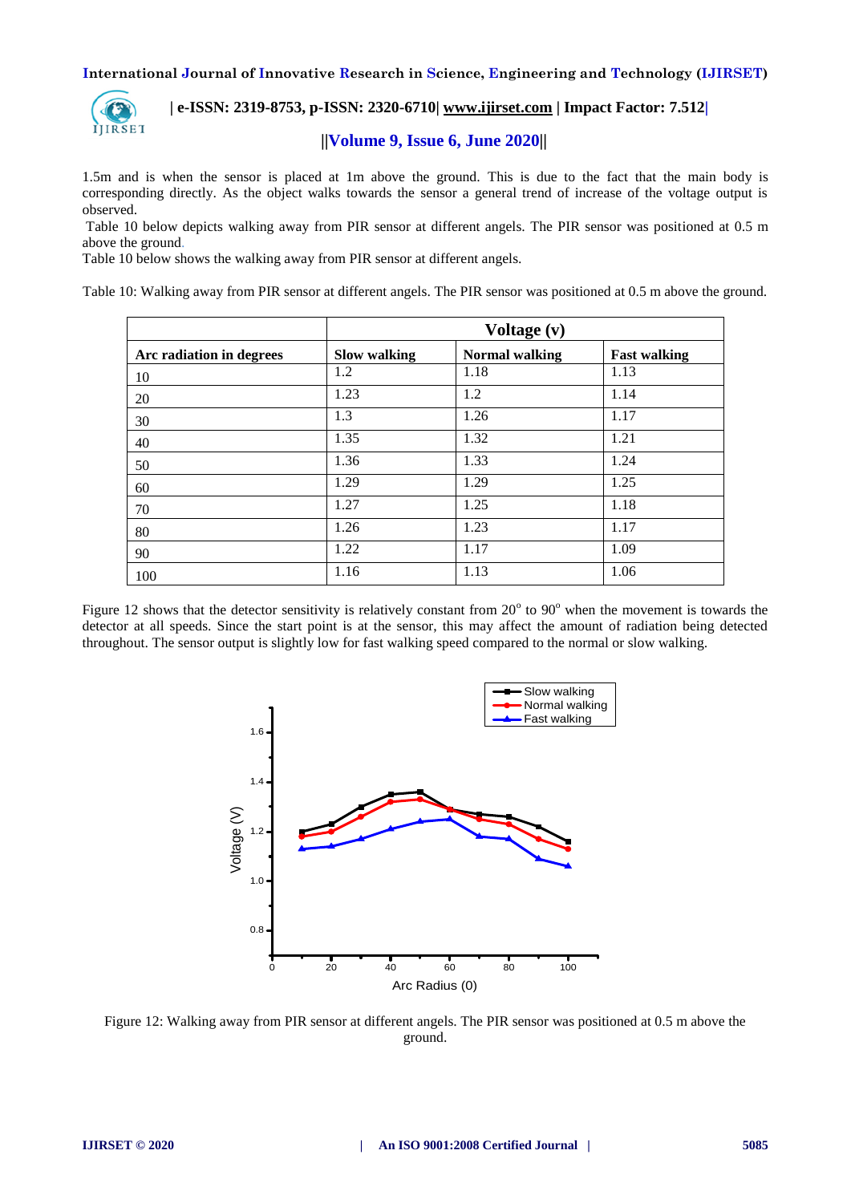1.5m and is when the sensor is placed at 1m above the ground. This is due to the fact that the main body is corresponding directly. As the object walks towards the sensor a general trend of increase of the voltage output is observed.

Table 10 below depicts walking away from PIR sensor at different angels. The PIR sensor was positioned at 0.5 m above the ground.

Table 10 below shows the walking away from PIR sensor at different angels.

Table 10: Walking away from PIR sensor at different angels. The PIR sensor was positioned at 0.5 m above the ground.

| | Voltage (v) | | |
|---|---|---|---|
| **Arc radiation in degrees** | **Slow walking** | **Normal walking** | **Fast walking** |
| 10 | 1.2 | 1.18 | 1.13 |
| 20 | 1.23 | 1.2 | 1.14 |
| 30 | 1.3 | 1.26 | 1.17 |
| 40 | 1.35 | 1.32 | 1.21 |
| 50 | 1.36 | 1.33 | 1.24 |
| 60 | 1.29 | 1.29 | 1.25 |
| 70 | 1.27 | 1.25 | 1.18 |
| 80 | 1.26 | 1.23 | 1.17 |
| 90 | 1.22 | 1.17 | 1.09 |
| 100 | 1.16 | 1.13 | 1.06 |

Figure 12 shows that the detector sensitivity is relatively constant from $20^{o}$ to $90^{o}$ when the movement is towards the detector at all speeds. Since the start point is at the sensor, this may affect the amount of radiation being detected throughout. The sensor output is slightly low for fast walking speed compared to the normal or slow walking.

Figure 12: Walking away from PIR sensor at different angels. The PIR sensor was positioned at 0.5 m above the ground.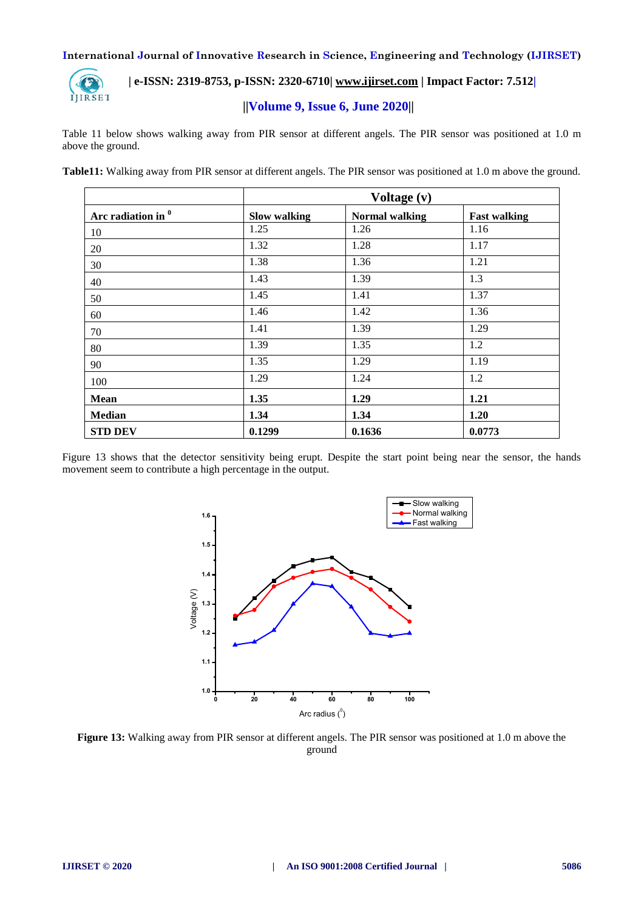Table 11 below shows walking away from PIR sensor at different angels. The PIR sensor was positioned at 1.0 m above the ground.

**Table11:** Walking away from PIR sensor at different angels. The PIR sensor was positioned at 1.0 m above the ground.

| | Voltage (v) | | |
|---|---|---|---|
| **Arc radiation in** $^0$ | **Slow walking** | **Normal walking** | **Fast walking** |
| 10 | 1.25 | 1.26 | 1.16 |
| 20 | 1.32 | 1.28 | 1.17 |
| 30 | 1.38 | 1.36 | 1.21 |
| 40 | 1.43 | 1.39 | 1.3 |
| 50 | 1.45 | 1.41 | 1.37 |
| 60 | 1.46 | 1.42 | 1.36 |
| 70 | 1.41 | 1.39 | 1.29 |
| 80 | 1.39 | 1.35 | 1.2 |
| 90 | 1.35 | 1.29 | 1.19 |
| 100 | 1.29 | 1.24 | 1.2 |
| **Mean** | **1.35** | **1.29** | **1.21** |
| **Median** | **1.34** | **1.34** | **1.20** |
| **STD DEV** | **0.1299** | **0.1636** | **0.0773** |

Figure 13 shows that the detector sensitivity being erupt. Despite the start point being near the sensor, the hands movement seem to contribute a high percentage in the output.

**Figure 13:** Walking away from PIR sensor at different angels. The PIR sensor was positioned at 1.0 m above the ground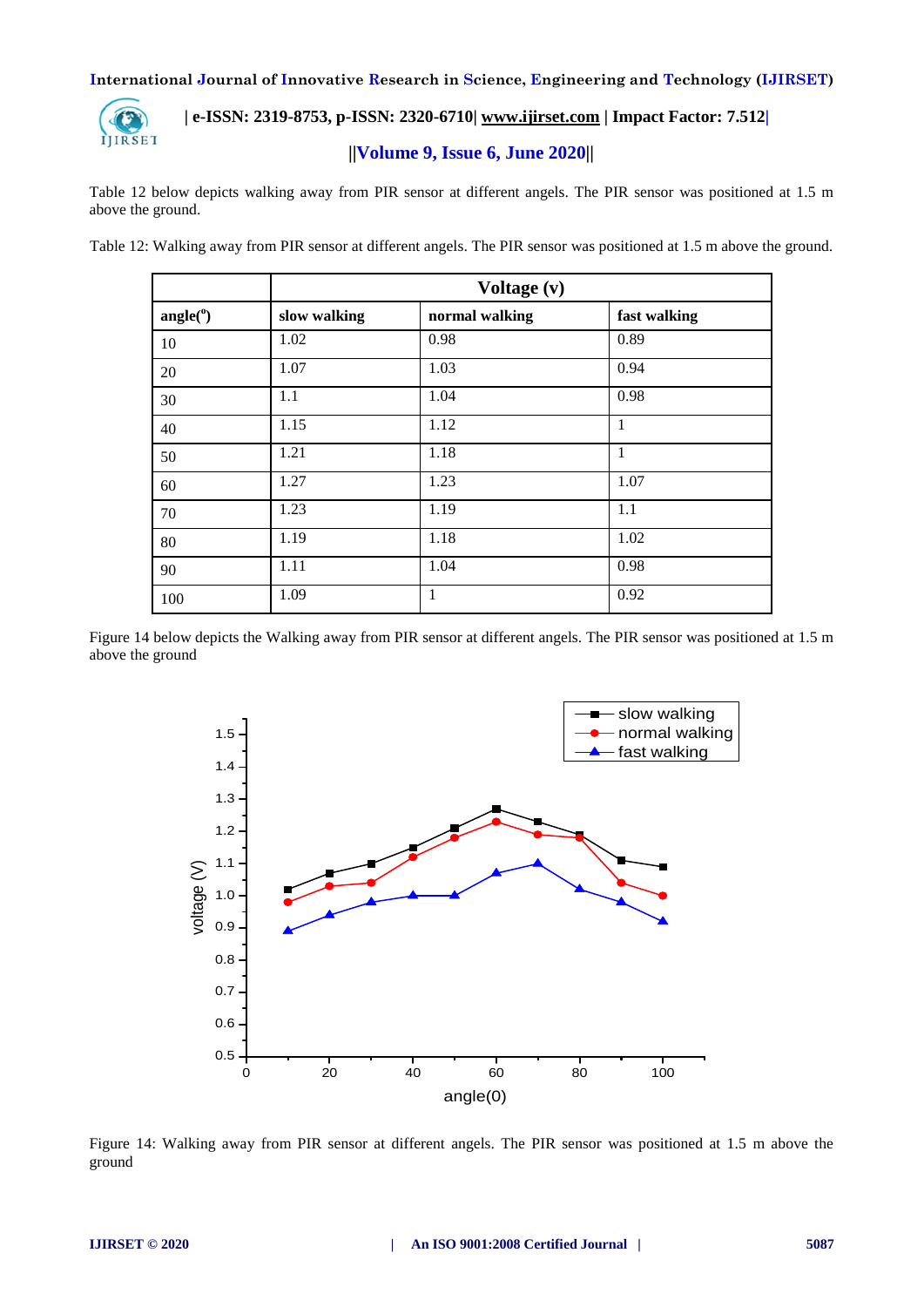Table 12 below depicts walking away from PIR sensor at different angels. The PIR sensor was positioned at 1.5 m above the ground.

Table 12: Walking away from PIR sensor at different angels. The PIR sensor was positioned at 1.5 m above the ground.

| | Voltage (v) | | |
|---|---|---|---|
| angle(°) | slow walking | normal walking | fast walking |
| 10 | 1.02 | 0.98 | 0.89 |
| 20 | 1.07 | 1.03 | 0.94 |
| 30 | 1.1 | 1.04 | 0.98 |
| 40 | 1.15 | 1.12 | 1 |
| 50 | 1.21 | 1.18 | 1 |
| 60 | 1.27 | 1.23 | 1.07 |
| 70 | 1.23 | 1.19 | 1.1 |
| 80 | 1.19 | 1.18 | 1.02 |
| 90 | 1.11 | 1.04 | 0.98 |
| 100 | 1.09 | 1 | 0.92 |

Figure 14 below depicts the Walking away from PIR sensor at different angels. The PIR sensor was positioned at 1.5 m above the ground

Figure 14: Walking away from PIR sensor at different angels. The PIR sensor was positioned at 1.5 m above the ground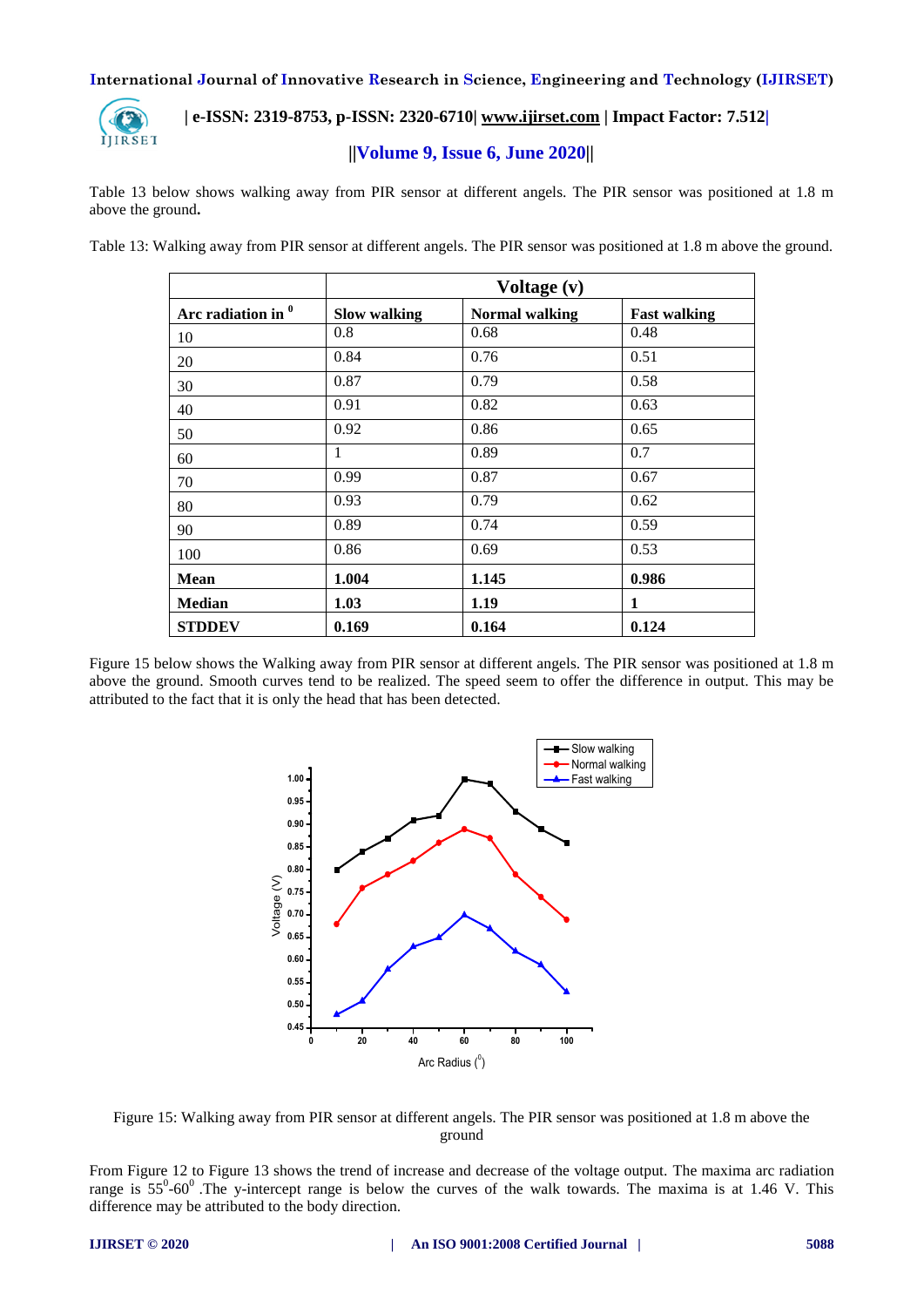Table 13 below shows walking away from PIR sensor at different angels. The PIR sensor was positioned at 1.8 m above the ground**.**

Table 13: Walking away from PIR sensor at different angels. The PIR sensor was positioned at 1.8 m above the ground.

| | **Voltage (v)** | | |
|---|---|---|---|
| **Arc radiation in $^0$** | **Slow walking** | **Normal walking** | **Fast walking** |
| 10 | 0.8 | 0.68 | 0.48 |
| 20 | 0.84 | 0.76 | 0.51 |
| 30 | 0.87 | 0.79 | 0.58 |
| 40 | 0.91 | 0.82 | 0.63 |
| 50 | 0.92 | 0.86 | 0.65 |
| 60 | 1 | 0.89 | 0.7 |
| 70 | 0.99 | 0.87 | 0.67 |
| 80 | 0.93 | 0.79 | 0.62 |
| 90 | 0.89 | 0.74 | 0.59 |
| 100 | 0.86 | 0.69 | 0.53 |
| **Mean** | **1.004** | **1.145** | **0.986** |
| **Median** | **1.03** | **1.19** | **1** |
| **STDDEV** | **0.169** | **0.164** | **0.124** |

Figure 15 below shows the Walking away from PIR sensor at different angels. The PIR sensor was positioned at 1.8 m above the ground. Smooth curves tend to be realized. The speed seem to offer the difference in output. This may be attributed to the fact that it is only the head that has been detected.

Figure 15: Walking away from PIR sensor at different angels. The PIR sensor was positioned at 1.8 m above the ground

From Figure 12 to Figure 13 shows the trend of increase and decrease of the voltage output. The maxima arc radiation range is $55^0$-$60^0$ .The y-intercept range is below the curves of the walk towards. The maxima is at 1.46 V. This difference may be attributed to the body direction.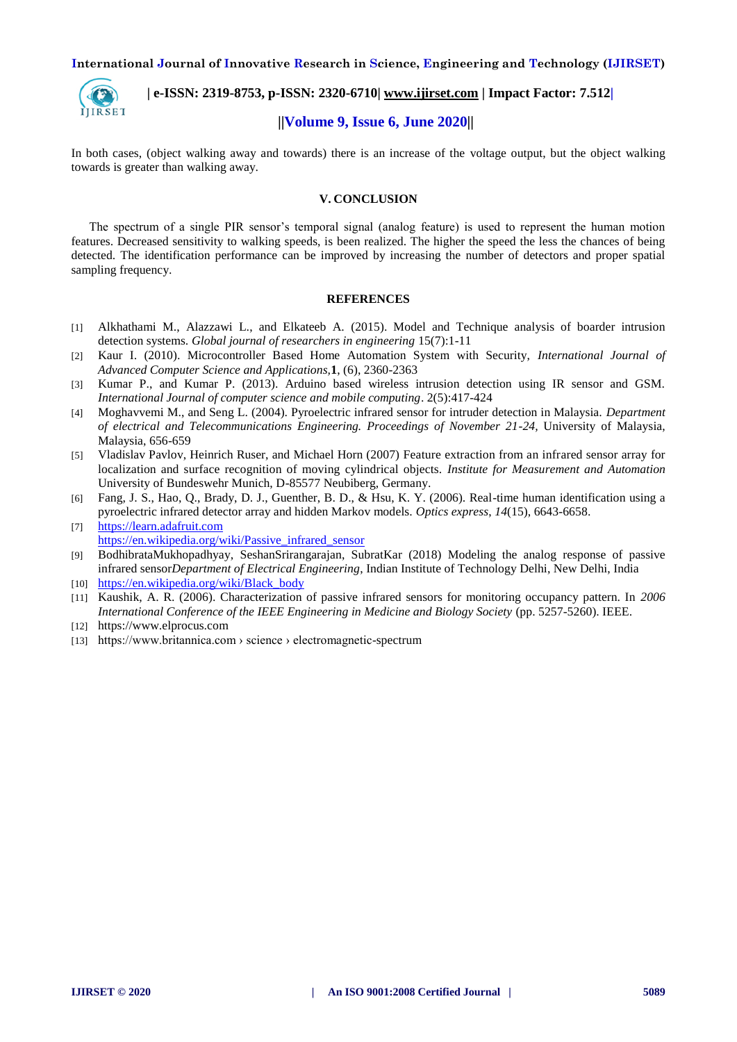In both cases, (object walking away and towards) there is an increase of the voltage output, but the object walking towards is greater than walking away.

## V. CONCLUSION

The spectrum of a single PIR sensor's temporal signal (analog feature) is used to represent the human motion features. Decreased sensitivity to walking speeds, is been realized. The higher the speed the less the chances of being detected. The identification performance can be improved by increasing the number of detectors and proper spatial sampling frequency.

## REFERENCES

[1] Alkhathami M., Alazzawi L., and Elkateeb A. (2015). Model and Technique analysis of boarder intrusion detection systems. *Global journal of researchers in engineering* 15(7):1-11

[2] Kaur I. (2010). Microcontroller Based Home Automation System with Security, *International Journal of Advanced Computer Science and Applications,***1**, (6), 2360-2363

[3] Kumar P., and Kumar P. (2013). Arduino based wireless intrusion detection using IR sensor and GSM. *International Journal of computer science and mobile computing*. 2(5):417-424

[4] Moghavvemi M., and Seng L. (2004). Pyroelectric infrared sensor for intruder detection in Malaysia. *Department of electrical and Telecommunications Engineering. Proceedings of November 21-24,* University of Malaysia, Malaysia, 656-659

[5] Vladislav Pavlov, Heinrich Ruser, and Michael Horn (2007) Feature extraction from an infrared sensor array for localization and surface recognition of moving cylindrical objects. *Institute for Measurement and Automation* University of Bundeswehr Munich, D-85577 Neubiberg, Germany.

[6] Fang, J. S., Hao, Q., Brady, D. J., Guenther, B. D., & Hsu, K. Y. (2006). Real-time human identification using a pyroelectric infrared detector array and hidden Markov models. *Optics express*, *14*(15), 6643-6658.

[7] https://learn.adafruit.com
https://en.wikipedia.org/wiki/Passive_infrared_sensor

[9] BodhibrataMukhopadhyay, SeshanSrirangarajan, SubratKar (2018) Modeling the analog response of passive infrared sensor*Department of Electrical Engineering*, Indian Institute of Technology Delhi, New Delhi, India

[10] https://en.wikipedia.org/wiki/Black_body

[11] Kaushik, A. R. (2006). Characterization of passive infrared sensors for monitoring occupancy pattern. In *2006 International Conference of the IEEE Engineering in Medicine and Biology Society* (pp. 5257-5260). IEEE.

[12] https://www.elprocus.com

[13] https://www.britannica.com › science › electromagnetic-spectrum